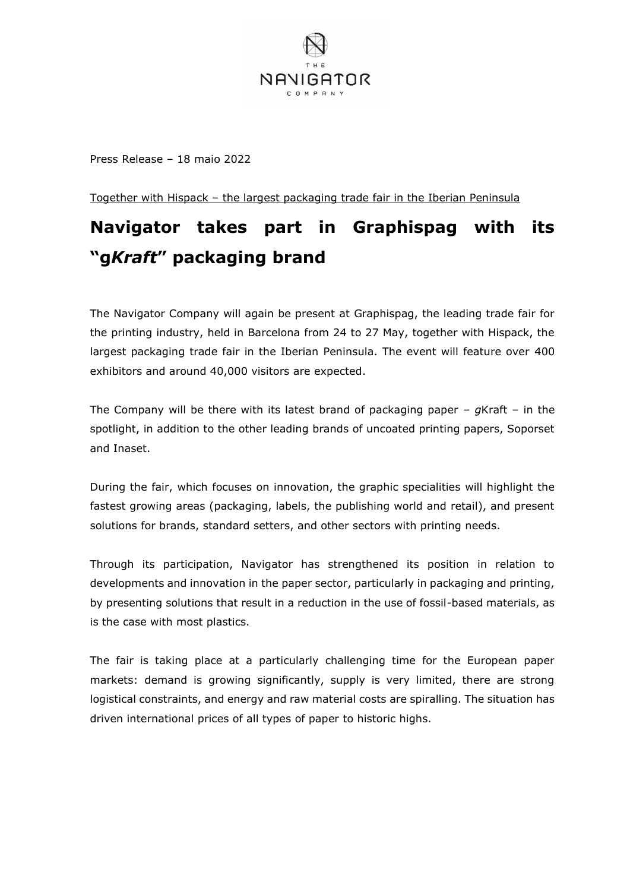Press Release – 18 maio 2022

Together with Hispack – the largest packaging trade fair in the Iberian Peninsula

# Navigator takes part in Graphispag with its "g*Kraft*" packaging brand

The Navigator Company will again be present at Graphispag, the leading trade fair for the printing industry, held in Barcelona from 24 to 27 May, together with Hispack, the largest packaging trade fair in the Iberian Peninsula. The event will feature over 400 exhibitors and around 40,000 visitors are expected.

The Company will be there with its latest brand of packaging paper – *g*Kraft – in the spotlight, in addition to the other leading brands of uncoated printing papers, Soporset and Inaset.

During the fair, which focuses on innovation, the graphic specialities will highlight the fastest growing areas (packaging, labels, the publishing world and retail), and present solutions for brands, standard setters, and other sectors with printing needs.

Through its participation, Navigator has strengthened its position in relation to developments and innovation in the paper sector, particularly in packaging and printing, by presenting solutions that result in a reduction in the use of fossil-based materials, as is the case with most plastics.

The fair is taking place at a particularly challenging time for the European paper markets: demand is growing significantly, supply is very limited, there are strong logistical constraints, and energy and raw material costs are spiralling. The situation has driven international prices of all types of paper to historic highs.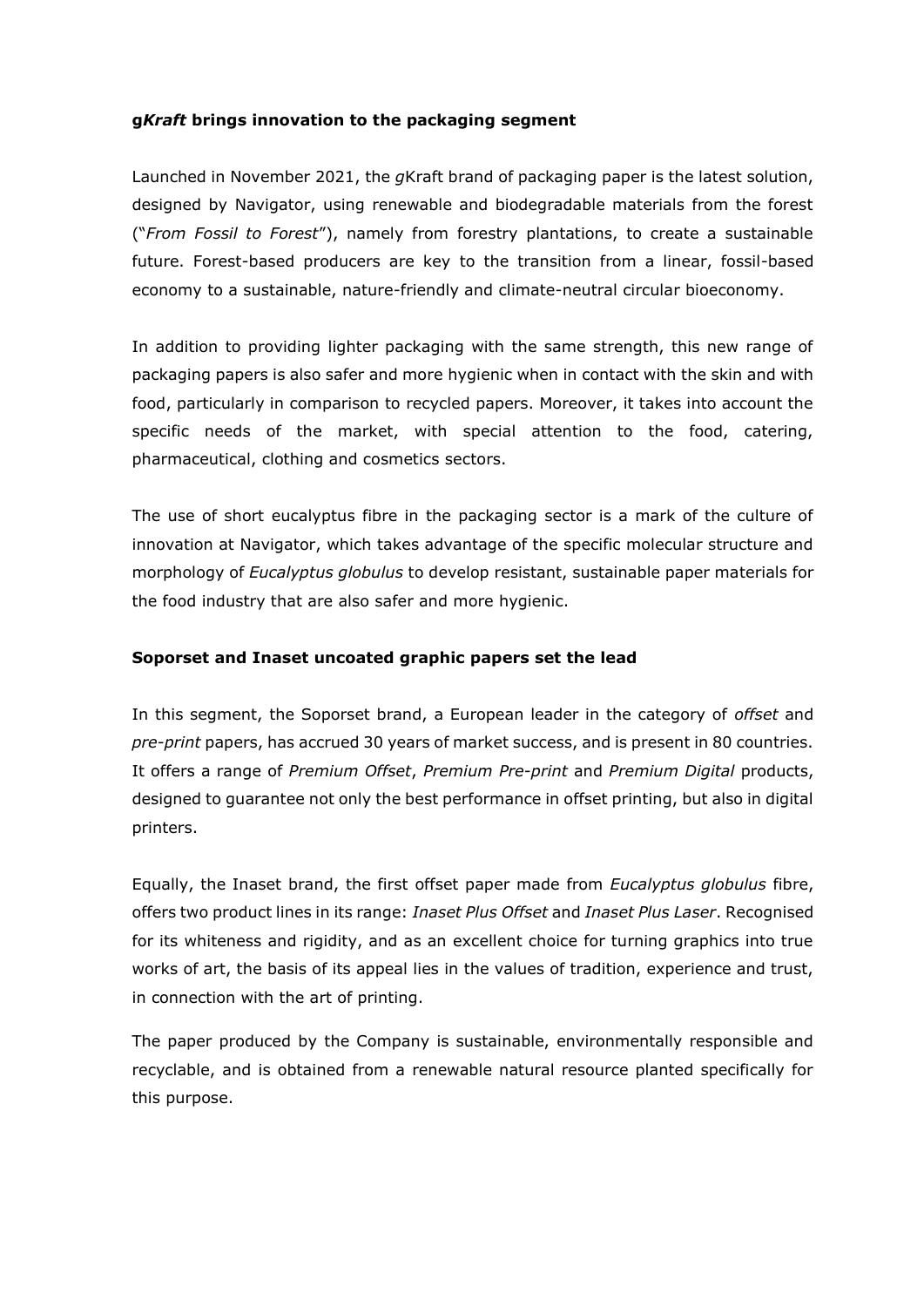**g*Kraft* brings innovation to the packaging segment**

Launched in November 2021, the *g*Kraft brand of packaging paper is the latest solution, designed by Navigator, using renewable and biodegradable materials from the forest ("*From Fossil to Forest*"), namely from forestry plantations, to create a sustainable future. Forest-based producers are key to the transition from a linear, fossil-based economy to a sustainable, nature-friendly and climate-neutral circular bioeconomy.

In addition to providing lighter packaging with the same strength, this new range of packaging papers is also safer and more hygienic when in contact with the skin and with food, particularly in comparison to recycled papers. Moreover, it takes into account the specific needs of the market, with special attention to the food, catering, pharmaceutical, clothing and cosmetics sectors.

The use of short eucalyptus fibre in the packaging sector is a mark of the culture of innovation at Navigator, which takes advantage of the specific molecular structure and morphology of *Eucalyptus globulus* to develop resistant, sustainable paper materials for the food industry that are also safer and more hygienic.

**Soporset and Inaset uncoated graphic papers set the lead**

In this segment, the Soporset brand, a European leader in the category of *offset* and *pre-print* papers, has accrued 30 years of market success, and is present in 80 countries. It offers a range of *Premium Offset*, *Premium Pre-print* and *Premium Digital* products, designed to guarantee not only the best performance in offset printing, but also in digital printers.

Equally, the Inaset brand, the first offset paper made from *Eucalyptus globulus* fibre, offers two product lines in its range: *Inaset Plus Offset* and *Inaset Plus Laser*. Recognised for its whiteness and rigidity, and as an excellent choice for turning graphics into true works of art, the basis of its appeal lies in the values of tradition, experience and trust, in connection with the art of printing.

The paper produced by the Company is sustainable, environmentally responsible and recyclable, and is obtained from a renewable natural resource planted specifically for this purpose.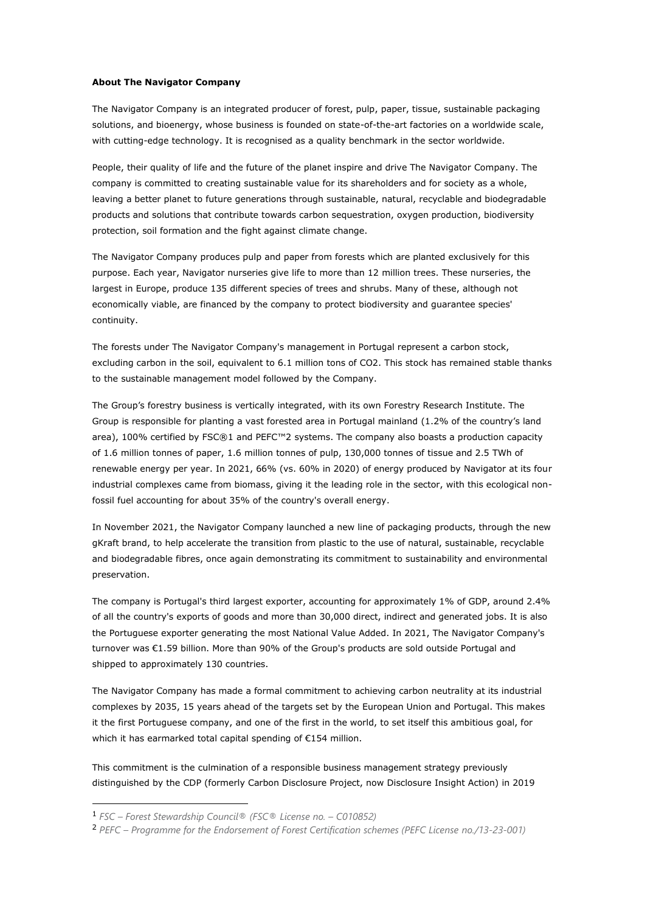**About The Navigator Company**

The Navigator Company is an integrated producer of forest, pulp, paper, tissue, sustainable packaging solutions, and bioenergy, whose business is founded on state-of-the-art factories on a worldwide scale, with cutting-edge technology. It is recognised as a quality benchmark in the sector worldwide.

People, their quality of life and the future of the planet inspire and drive The Navigator Company. The company is committed to creating sustainable value for its shareholders and for society as a whole, leaving a better planet to future generations through sustainable, natural, recyclable and biodegradable products and solutions that contribute towards carbon sequestration, oxygen production, biodiversity protection, soil formation and the fight against climate change.

The Navigator Company produces pulp and paper from forests which are planted exclusively for this purpose. Each year, Navigator nurseries give life to more than 12 million trees. These nurseries, the largest in Europe, produce 135 different species of trees and shrubs. Many of these, although not economically viable, are financed by the company to protect biodiversity and guarantee species' continuity.

The forests under The Navigator Company's management in Portugal represent a carbon stock, excluding carbon in the soil, equivalent to 6.1 million tons of $CO_2$. This stock has remained stable thanks to the sustainable management model followed by the Company.

The Group's forestry business is vertically integrated, with its own Forestry Research Institute. The Group is responsible for planting a vast forested area in Portugal mainland (1.2% of the country's land area), 100% certified by FSC®[1] and PEFC™[2] systems. The company also boasts a production capacity of 1.6 million tonnes of paper, 1.6 million tonnes of pulp, 130,000 tonnes of tissue and 2.5 TWh of renewable energy per year. In 2021, 66% (vs. 60% in 2020) of energy produced by Navigator at its four industrial complexes came from biomass, giving it the leading role in the sector, with this ecological non-fossil fuel accounting for about 35% of the country's overall energy.

In November 2021, the Navigator Company launched a new line of packaging products, through the new gKraft brand, to help accelerate the transition from plastic to the use of natural, sustainable, recyclable and biodegradable fibres, once again demonstrating its commitment to sustainability and environmental preservation.

The company is Portugal's third largest exporter, accounting for approximately 1% of GDP, around 2.4% of all the country's exports of goods and more than 30,000 direct, indirect and generated jobs. It is also the Portuguese exporter generating the most National Value Added. In 2021, The Navigator Company's turnover was €1.59 billion. More than 90% of the Group's products are sold outside Portugal and shipped to approximately 130 countries.

The Navigator Company has made a formal commitment to achieving carbon neutrality at its industrial complexes by 2035, 15 years ahead of the targets set by the European Union and Portugal. This makes it the first Portuguese company, and one of the first in the world, to set itself this ambitious goal, for which it has earmarked total capital spending of €154 million.

This commitment is the culmination of a responsible business management strategy previously distinguished by the CDP (formerly Carbon Disclosure Project, now Disclosure Insight Action) in 2019

---

[1] *FSC – Forest Stewardship Council® (FSC® License no. – C010852)*

[2] *PEFC – Programme for the Endorsement of Forest Certification schemes (PEFC License no./13-23-001)*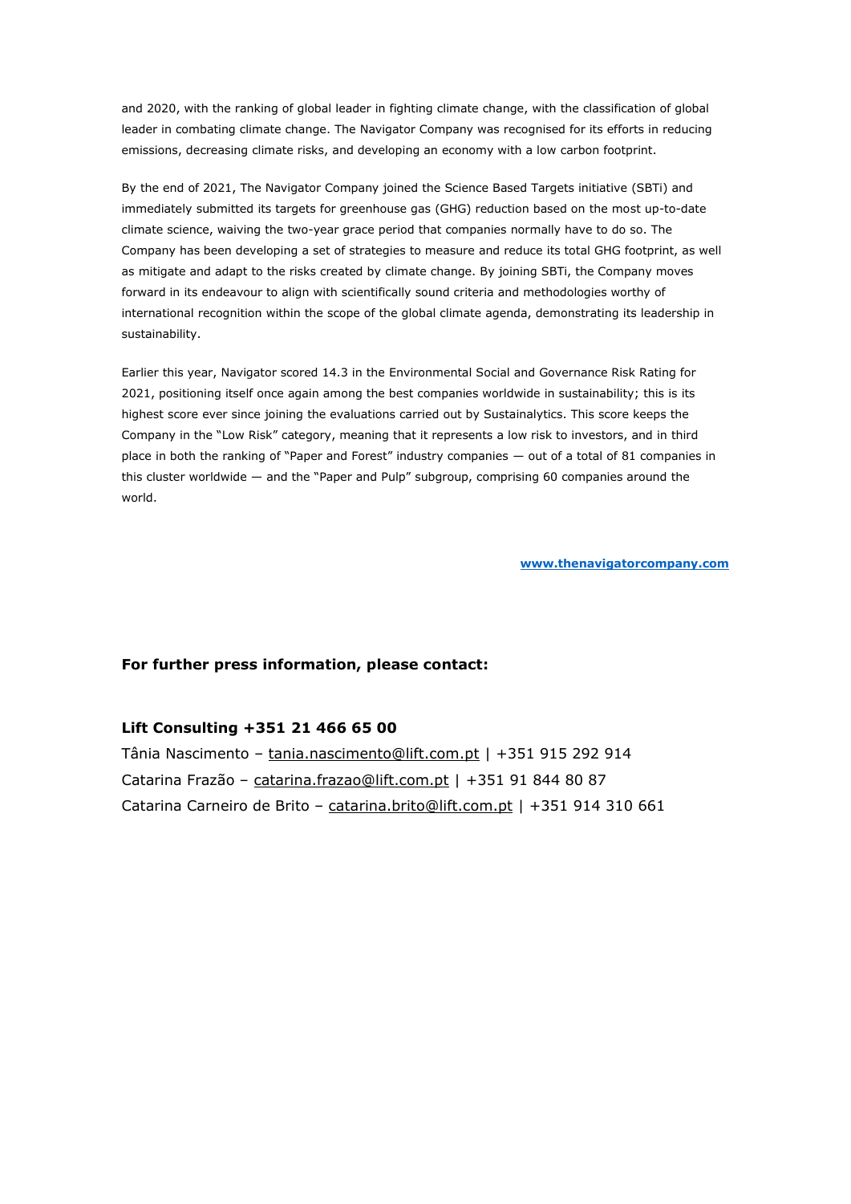and 2020, with the ranking of global leader in fighting climate change, with the classification of global leader in combating climate change. The Navigator Company was recognised for its efforts in reducing emissions, decreasing climate risks, and developing an economy with a low carbon footprint.

By the end of 2021, The Navigator Company joined the Science Based Targets initiative (SBTi) and immediately submitted its targets for greenhouse gas (GHG) reduction based on the most up-to-date climate science, waiving the two-year grace period that companies normally have to do so. The Company has been developing a set of strategies to measure and reduce its total GHG footprint, as well as mitigate and adapt to the risks created by climate change. By joining SBTi, the Company moves forward in its endeavour to align with scientifically sound criteria and methodologies worthy of international recognition within the scope of the global climate agenda, demonstrating its leadership in sustainability.

Earlier this year, Navigator scored 14.3 in the Environmental Social and Governance Risk Rating for 2021, positioning itself once again among the best companies worldwide in sustainability; this is its highest score ever since joining the evaluations carried out by Sustainalytics. This score keeps the Company in the "Low Risk" category, meaning that it represents a low risk to investors, and in third place in both the ranking of "Paper and Forest" industry companies — out of a total of 81 companies in this cluster worldwide — and the "Paper and Pulp" subgroup, comprising 60 companies around the world.

**www.thenavigatorcompany.com**

**For further press information, please contact:**

**Lift Consulting +351 21 466 65 00**

Tânia Nascimento – tania.nascimento@lift.com.pt | +351 915 292 914

Catarina Frazão – catarina.frazao@lift.com.pt | +351 91 844 80 87

Catarina Carneiro de Brito – catarina.brito@lift.com.pt | +351 914 310 661